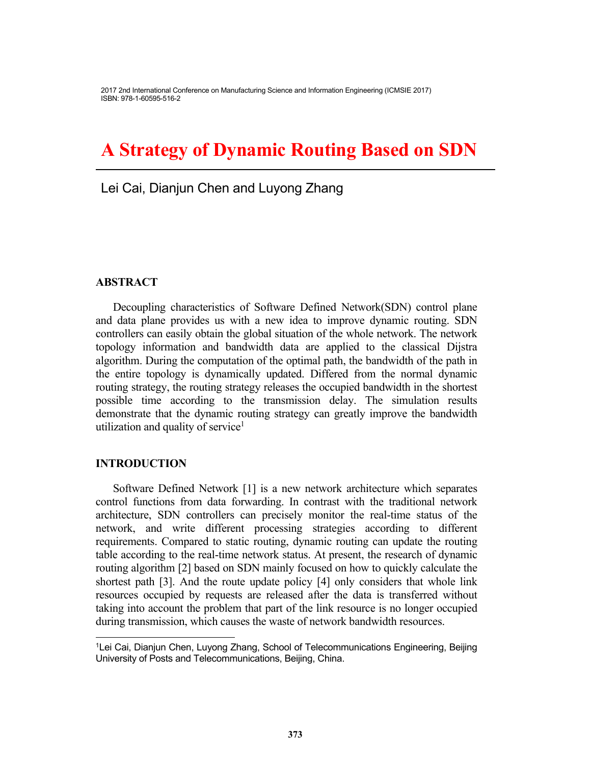# A Strategy of Dynamic Routing Based on SDN

Lei Cai, Dianjun Chen and Luyong Zhang

## ABSTRACT

Decoupling characteristics of Software Defined Network(SDN) control plane and data plane provides us with a new idea to improve dynamic routing. SDN controllers can easily obtain the global situation of the whole network. The network topology information and bandwidth data are applied to the classical Dijstra algorithm. During the computation of the optimal path, the bandwidth of the path in the entire topology is dynamically updated. Differed from the normal dynamic routing strategy, the routing strategy releases the occupied bandwidth in the shortest possible time according to the transmission delay. The simulation results demonstrate that the dynamic routing strategy can greatly improve the bandwidth utilization and quality of service[1]

## INTRODUCTION

Software Defined Network [1] is a new network architecture which separates control functions from data forwarding. In contrast with the traditional network architecture, SDN controllers can precisely monitor the real-time status of the network, and write different processing strategies according to different requirements. Compared to static routing, dynamic routing can update the routing table according to the real-time network status. At present, the research of dynamic routing algorithm [2] based on SDN mainly focused on how to quickly calculate the shortest path [3]. And the route update policy [4] only considers that whole link resources occupied by requests are released after the data is transferred without taking into account the problem that part of the link resource is no longer occupied during transmission, which causes the waste of network bandwidth resources.

---

[1]Lei Cai, Dianjun Chen, Luyong Zhang, School of Telecommunications Engineering, Beijing University of Posts and Telecommunications, Beijing, China.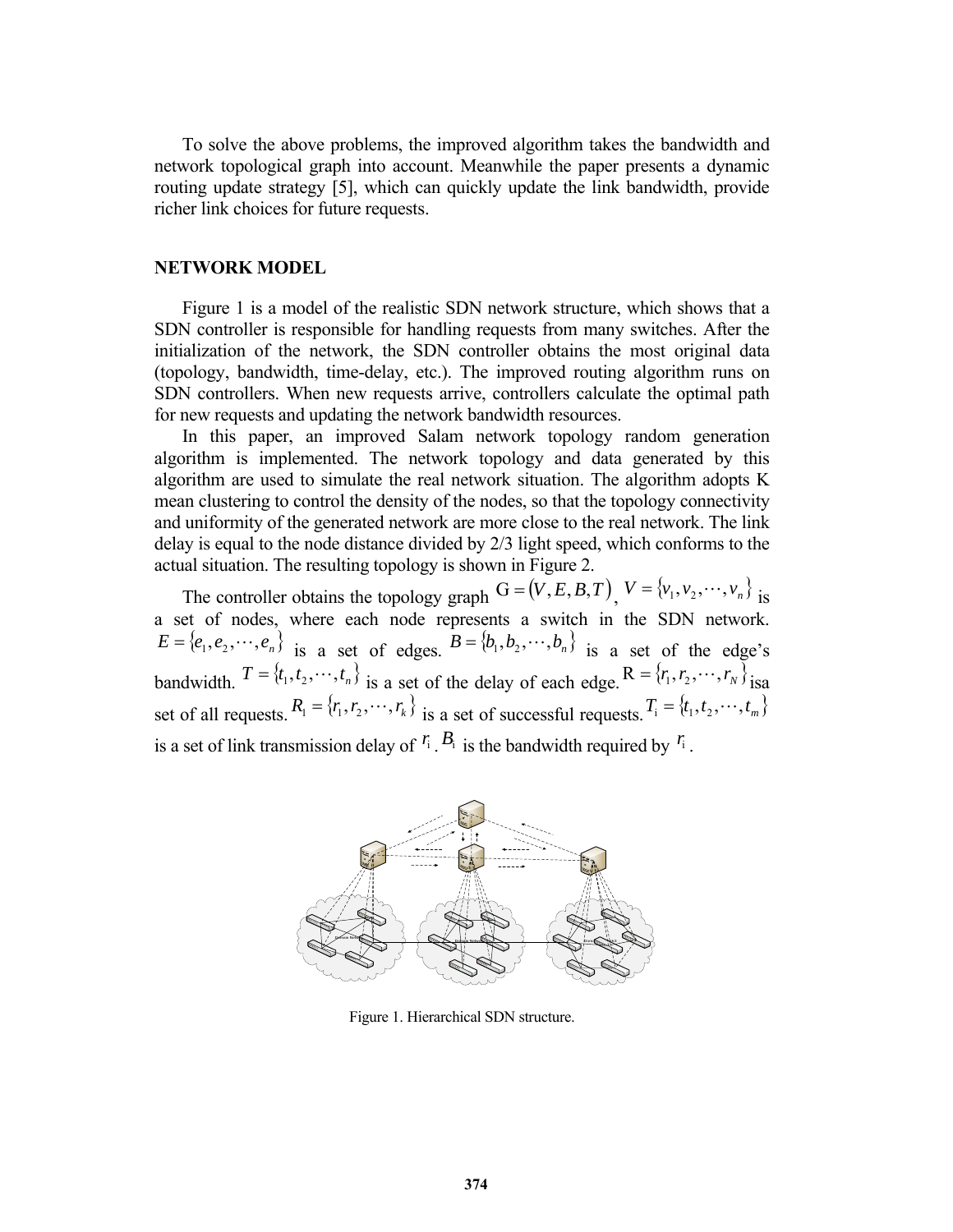To solve the above problems, the improved algorithm takes the bandwidth and network topological graph into account. Meanwhile the paper presents a dynamic routing update strategy [5], which can quickly update the link bandwidth, provide richer link choices for future requests.

## NETWORK MODEL

Figure 1 is a model of the realistic SDN network structure, which shows that a SDN controller is responsible for handling requests from many switches. After the initialization of the network, the SDN controller obtains the most original data (topology, bandwidth, time-delay, etc.). The improved routing algorithm runs on SDN controllers. When new requests arrive, controllers calculate the optimal path for new requests and updating the network bandwidth resources.

In this paper, an improved Salam network topology random generation algorithm is implemented. The network topology and data generated by this algorithm are used to simulate the real network situation. The algorithm adopts K mean clustering to control the density of the nodes, so that the topology connectivity and uniformity of the generated network are more close to the real network. The link delay is equal to the node distance divided by 2/3 light speed, which conforms to the actual situation. The resulting topology is shown in Figure 2.

The controller obtains the topology graph $G = (V, E, B, T)$, $V = \{v_1, v_2, \cdots, v_n\}$ is a set of nodes, where each node represents a switch in the SDN network. $E = \{e_1, e_2, \cdots, e_n\}$ is a set of edges. $B = \{b_1, b_2, \cdots, b_n\}$ is a set of the edge's bandwidth. $T = \{t_1, t_2, \cdots, t_n\}$ is a set of the delay of each edge. $R = \{r_1, r_2, \cdots, r_N\}$ isa set of all requests. $R_1 = \{r_1, r_2, \cdots, r_k\}$ is a set of successful requests. $T_i = \{t_1, t_2, \cdots, t_m\}$ is a set of link transmission delay of $r_i$. $B_i$ is the bandwidth required by $r_i$.

Figure 1. Hierarchical SDN structure.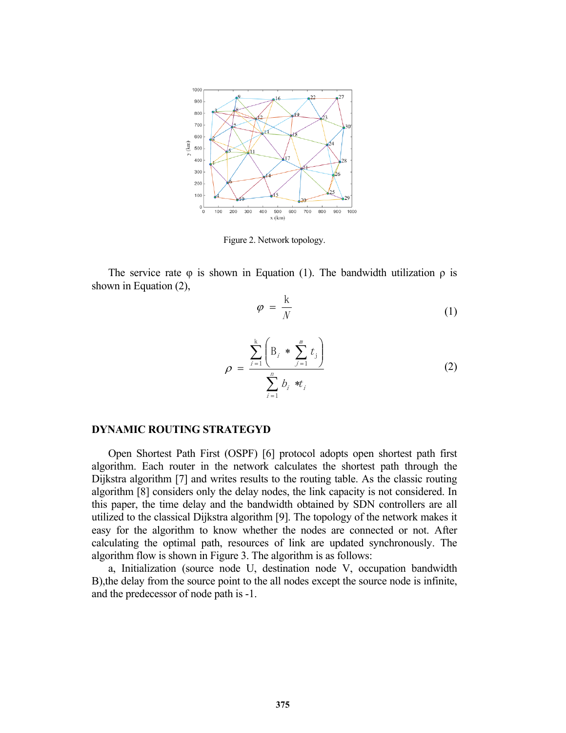Figure 2. Network topology.

The service rate φ is shown in Equation (1). The bandwidth utilization ρ is shown in Equation (2),

$$\varphi = \frac{k}{N} \tag{1}$$

$$\rho = \frac{\sum_{i=1}^{k}\left(B_i * \sum_{j=1}^{m} t_j\right)}{\sum_{i=1}^{n} b_i * t_i} \tag{2}$$

## DYNAMIC ROUTING STRATEGYD

Open Shortest Path First (OSPF) [6] protocol adopts open shortest path first algorithm. Each router in the network calculates the shortest path through the Dijkstra algorithm [7] and writes results to the routing table. As the classic routing algorithm [8] considers only the delay nodes, the link capacity is not considered. In this paper, the time delay and the bandwidth obtained by SDN controllers are all utilized to the classical Dijkstra algorithm [9]. The topology of the network makes it easy for the algorithm to know whether the nodes are connected or not. After calculating the optimal path, resources of link are updated synchronously. The algorithm flow is shown in Figure 3. The algorithm is as follows:

a, Initialization (source node U, destination node V, occupation bandwidth B),the delay from the source point to the all nodes except the source node is infinite, and the predecessor of node path is -1.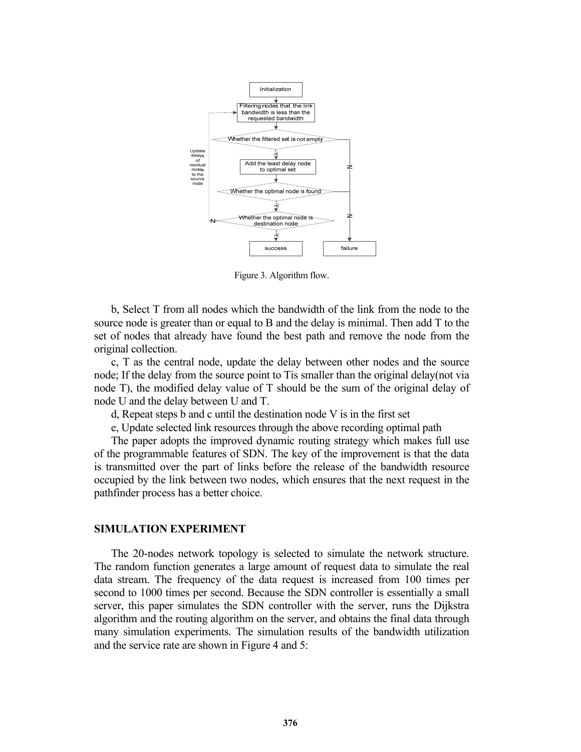Figure 3. Algorithm flow.

b, Select T from all nodes which the bandwidth of the link from the node to the source node is greater than or equal to B and the delay is minimal. Then add T to the set of nodes that already have found the best path and remove the node from the original collection.

c, T as the central node, update the delay between other nodes and the source node; If the delay from the source point to Tis smaller than the original delay(not via node T), the modified delay value of T should be the sum of the original delay of node U and the delay between U and T.

d, Repeat steps b and c until the destination node V is in the first set

e, Update selected link resources through the above recording optimal path

The paper adopts the improved dynamic routing strategy which makes full use of the programmable features of SDN. The key of the improvement is that the data is transmitted over the part of links before the release of the bandwidth resource occupied by the link between two nodes, which ensures that the next request in the pathfinder process has a better choice.

## SIMULATION EXPERIMENT

The 20-nodes network topology is selected to simulate the network structure. The random function generates a large amount of request data to simulate the real data stream. The frequency of the data request is increased from 100 times per second to 1000 times per second. Because the SDN controller is essentially a small server, this paper simulates the SDN controller with the server, runs the Dijkstra algorithm and the routing algorithm on the server, and obtains the final data through many simulation experiments. The simulation results of the bandwidth utilization and the service rate are shown in Figure 4 and 5: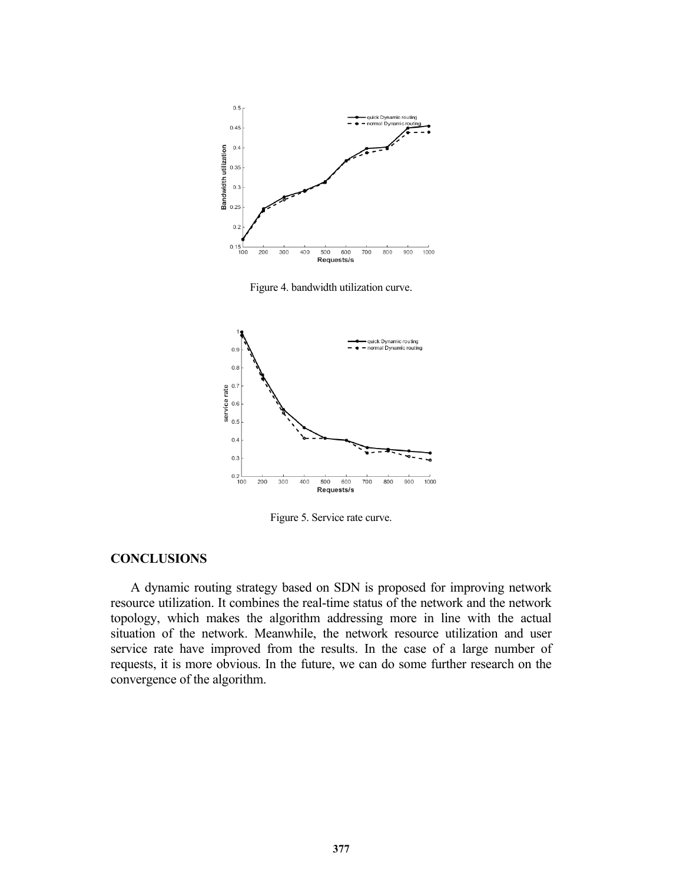Figure 4. bandwidth utilization curve.

Figure 5. Service rate curve.

## CONCLUSIONS

A dynamic routing strategy based on SDN is proposed for improving network resource utilization. It combines the real-time status of the network and the network topology, which makes the algorithm addressing more in line with the actual situation of the network. Meanwhile, the network resource utilization and user service rate have improved from the results. In the case of a large number of requests, it is more obvious. In the future, we can do some further research on the convergence of the algorithm.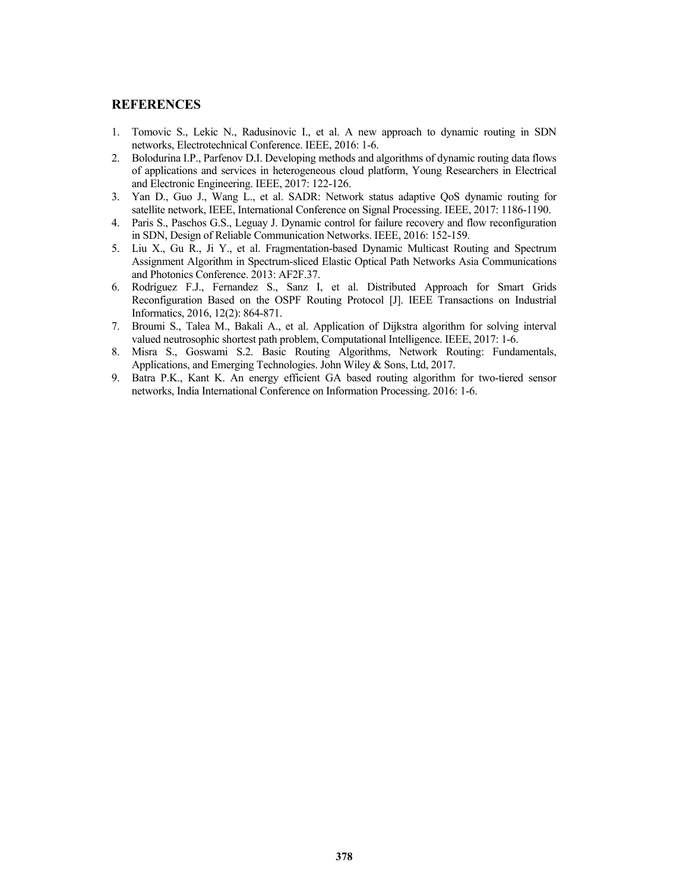## REFERENCES

1. Tomovic S., Lekic N., Radusinovic I., et al. A new approach to dynamic routing in SDN networks, Electrotechnical Conference. IEEE, 2016: 1-6.
2. Bolodurina I.P., Parfenov D.I. Developing methods and algorithms of dynamic routing data flows of applications and services in heterogeneous cloud platform, Young Researchers in Electrical and Electronic Engineering. IEEE, 2017: 122-126.
3. Yan D., Guo J., Wang L., et al. SADR: Network status adaptive QoS dynamic routing for satellite network, IEEE, International Conference on Signal Processing. IEEE, 2017: 1186-1190.
4. Paris S., Paschos G.S., Leguay J. Dynamic control for failure recovery and flow reconfiguration in SDN, Design of Reliable Communication Networks. IEEE, 2016: 152-159.
5. Liu X., Gu R., Ji Y., et al. Fragmentation-based Dynamic Multicast Routing and Spectrum Assignment Algorithm in Spectrum-sliced Elastic Optical Path Networks Asia Communications and Photonics Conference. 2013: AF2F.37.
6. Rodríguez F.J., Fernandez S., Sanz I, et al. Distributed Approach for Smart Grids Reconfiguration Based on the OSPF Routing Protocol [J]. IEEE Transactions on Industrial Informatics, 2016, 12(2): 864-871.
7. Broumi S., Talea M., Bakali A., et al. Application of Dijkstra algorithm for solving interval valued neutrosophic shortest path problem, Computational Intelligence. IEEE, 2017: 1-6.
8. Misra S., Goswami S.2. Basic Routing Algorithms, Network Routing: Fundamentals, Applications, and Emerging Technologies. John Wiley & Sons, Ltd, 2017.
9. Batra P.K., Kant K. An energy efficient GA based routing algorithm for two-tiered sensor networks, India International Conference on Information Processing. 2016: 1-6.